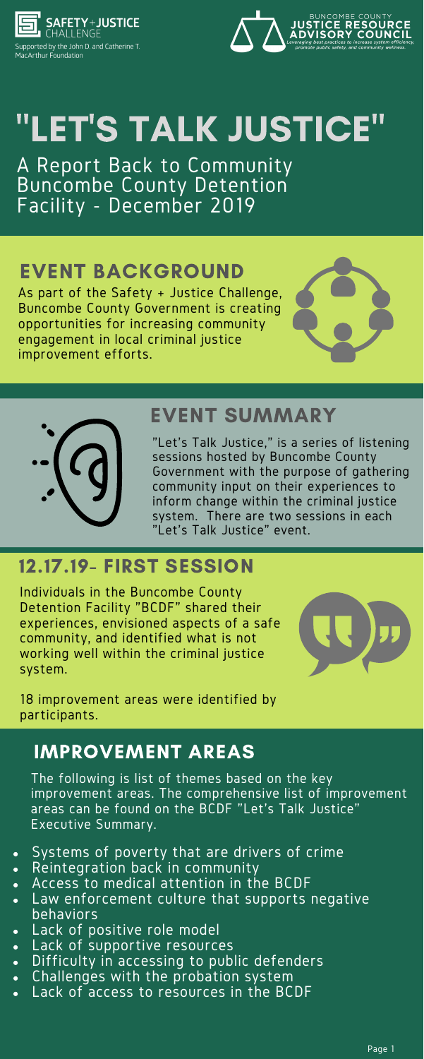SAFETY+JUSTICE CHALLENGE

Supported by the John D. and Catherine T. MacArthur Foundation

BUNCOMBE COUNTY JUSTICE RESOURCE ADVISORY COUNCIL

*Leveraging best practices to increase system efficiency, promote public safety, and community wellness.*

# "LET'S TALK JUSTICE"

A Report Back to Community Buncombe County Detention Facility - December 2019

## EVENT BACKGROUND

As part of the Safety + Justice Challenge, Buncombe County Government is creating opportunities for increasing community engagement in local criminal justice improvement efforts.

## EVENT SUMMARY

"Let's Talk Justice," is a series of listening sessions hosted by Buncombe County Government with the purpose of gathering community input on their experiences to inform change within the criminal justice system. There are two sessions in each "Let's Talk Justice" event.

## 12.17.19- FIRST SESSION

Individuals in the Buncombe County Detention Facility "BCDF" shared their experiences, envisioned aspects of a safe community, and identified what is not working well within the criminal justice system.

18 improvement areas were identified by participants.

## IMPROVEMENT AREAS

The following is list of themes based on the key improvement areas. The comprehensive list of improvement areas can be found on the BCDF "Let's Talk Justice" Executive Summary.

- Systems of poverty that are drivers of crime
- Reintegration back in community
- Access to medical attention in the BCDF
- Law enforcement culture that supports negative behaviors
- Lack of positive role model
- Lack of supportive resources
- Difficulty in accessing to public defenders
- Challenges with the probation system
- Lack of access to resources in the BCDF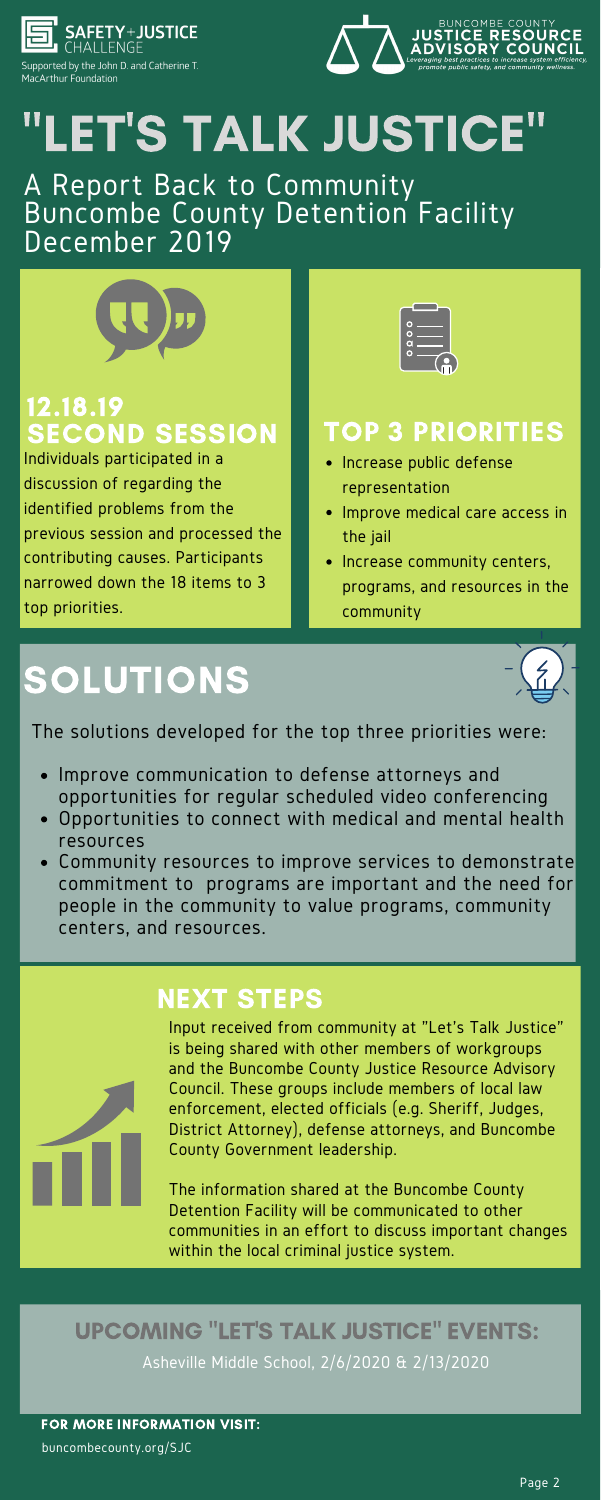SAFETY+JUSTICE CHALLENGE
Supported by the John D. and Catherine T. MacArthur Foundation

BUNCOMBE COUNTY JUSTICE RESOURCE ADVISORY COUNCIL
*Leveraging best practices to increase system efficiency, promote public safety, and community wellness.*

# "LET'S TALK JUSTICE"

## A Report Back to Community Buncombe County Detention Facility December 2019

## 12.18.19 SECOND SESSION

Individuals participated in a discussion of regarding the identified problems from the previous session and processed the contributing causes. Participants narrowed down the 18 items to 3 top priorities.

## TOP 3 PRIORITIES

- Increase public defense representation
- Improve medical care access in the jail
- Increase community centers, programs, and resources in the community

# SOLUTIONS

The solutions developed for the top three priorities were:

- Improve communication to defense attorneys and opportunities for regular scheduled video conferencing
- Opportunities to connect with medical and mental health resources
- Community resources to improve services to demonstrate commitment to programs are important and the need for people in the community to value programs, community centers, and resources.

## NEXT STEPS

Input received from community at "Let's Talk Justice" is being shared with other members of workgroups and the Buncombe County Justice Resource Advisory Council. These groups include members of local law enforcement, elected officials (e.g. Sheriff, Judges, District Attorney), defense attorneys, and Buncombe County Government leadership.

The information shared at the Buncombe County Detention Facility will be communicated to other communities in an effort to discuss important changes within the local criminal justice system.

## UPCOMING "LET'S TALK JUSTICE" EVENTS:

Asheville Middle School, 2/6/2020 & 2/13/2020

**FOR MORE INFORMATION VISIT:**
buncombecounty.org/SJC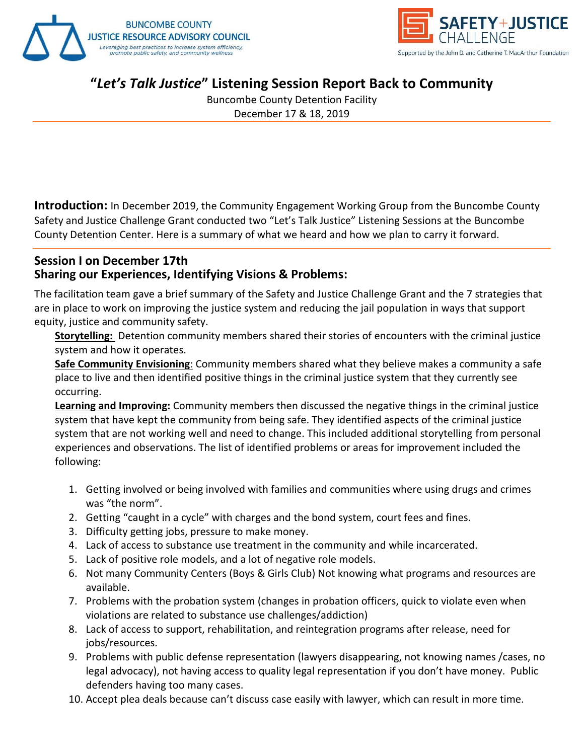BUNCOMBE COUNTY
JUSTICE RESOURCE ADVISORY COUNCIL
*Leveraging best practices to increase system efficiency, promote public safety, and community wellness*

SAFETY + JUSTICE CHALLENGE
Supported by the John D. and Catherine T. MacArthur Foundation

# "*Let's Talk Justice*" Listening Session Report Back to Community

Buncombe County Detention Facility
December 17 & 18, 2019

**Introduction:** In December 2019, the Community Engagement Working Group from the Buncombe County Safety and Justice Challenge Grant conducted two "Let's Talk Justice" Listening Sessions at the Buncombe County Detention Center. Here is a summary of what we heard and how we plan to carry it forward.

## Session I on December 17th
## Sharing our Experiences, Identifying Visions & Problems:

The facilitation team gave a brief summary of the Safety and Justice Challenge Grant and the 7 strategies that are in place to work on improving the justice system and reducing the jail population in ways that support equity, justice and community safety.

**Storytelling:** Detention community members shared their stories of encounters with the criminal justice system and how it operates.

**Safe Community Envisioning**: Community members shared what they believe makes a community a safe place to live and then identified positive things in the criminal justice system that they currently see occurring.

**Learning and Improving:** Community members then discussed the negative things in the criminal justice system that have kept the community from being safe. They identified aspects of the criminal justice system that are not working well and need to change. This included additional storytelling from personal experiences and observations. The list of identified problems or areas for improvement included the following:

1. Getting involved or being involved with families and communities where using drugs and crimes was "the norm".
2. Getting "caught in a cycle" with charges and the bond system, court fees and fines.
3. Difficulty getting jobs, pressure to make money.
4. Lack of access to substance use treatment in the community and while incarcerated.
5. Lack of positive role models, and a lot of negative role models.
6. Not many Community Centers (Boys & Girls Club) Not knowing what programs and resources are available.
7. Problems with the probation system (changes in probation officers, quick to violate even when violations are related to substance use challenges/addiction)
8. Lack of access to support, rehabilitation, and reintegration programs after release, need for jobs/resources.
9. Problems with public defense representation (lawyers disappearing, not knowing names /cases, no legal advocacy), not having access to quality legal representation if you don't have money. Public defenders having too many cases.
10. Accept plea deals because can't discuss case easily with lawyer, which can result in more time.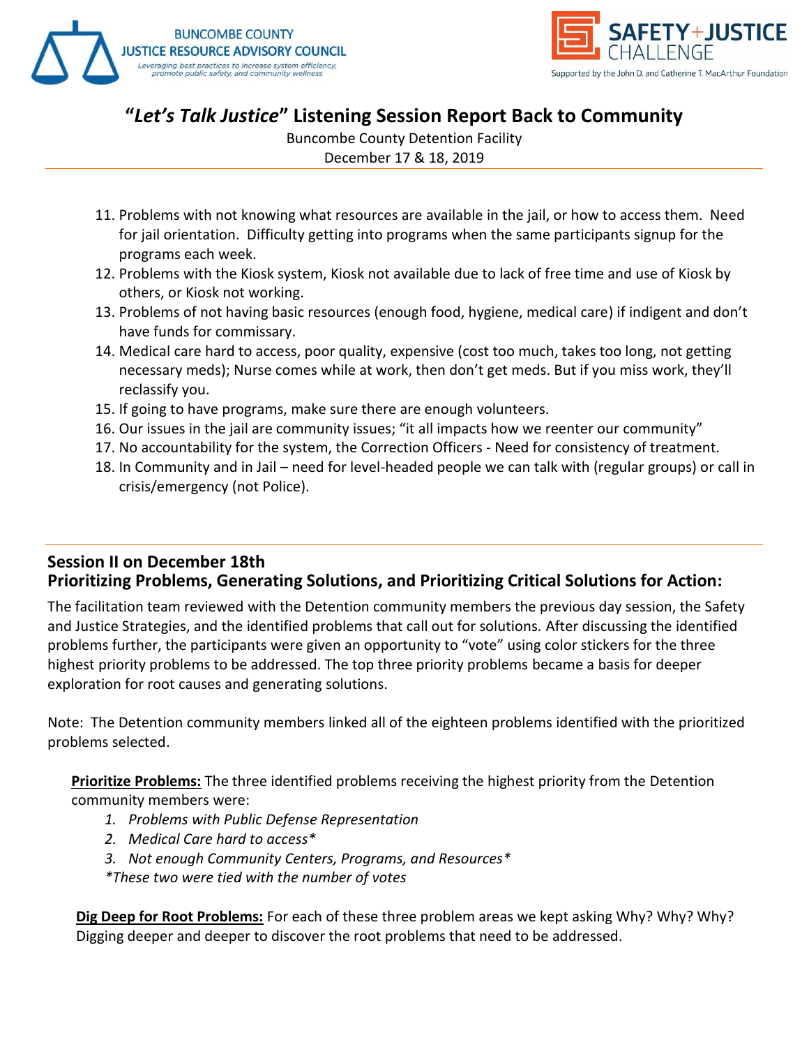11. Problems with not knowing what resources are available in the jail, or how to access them. Need for jail orientation. Difficulty getting into programs when the same participants signup for the programs each week.
12. Problems with the Kiosk system, Kiosk not available due to lack of free time and use of Kiosk by others, or Kiosk not working.
13. Problems of not having basic resources (enough food, hygiene, medical care) if indigent and don't have funds for commissary.
14. Medical care hard to access, poor quality, expensive (cost too much, takes too long, not getting necessary meds); Nurse comes while at work, then don't get meds. But if you miss work, they'll reclassify you.
15. If going to have programs, make sure there are enough volunteers.
16. Our issues in the jail are community issues; "it all impacts how we reenter our community"
17. No accountability for the system, the Correction Officers - Need for consistency of treatment.
18. In Community and in Jail – need for level-headed people we can talk with (regular groups) or call in crisis/emergency (not Police).

## Session II on December 18th
## Prioritizing Problems, Generating Solutions, and Prioritizing Critical Solutions for Action:

The facilitation team reviewed with the Detention community members the previous day session, the Safety and Justice Strategies, and the identified problems that call out for solutions. After discussing the identified problems further, the participants were given an opportunity to "vote" using color stickers for the three highest priority problems to be addressed. The top three priority problems became a basis for deeper exploration for root causes and generating solutions.

Note: The Detention community members linked all of the eighteen problems identified with the prioritized problems selected.

**Prioritize Problems:** The three identified problems receiving the highest priority from the Detention community members were:

1. *Problems with Public Defense Representation*
2. *Medical Care hard to access**
3. *Not enough Community Centers, Programs, and Resources**

*\*These two were tied with the number of votes*

**Dig Deep for Root Problems:** For each of these three problem areas we kept asking Why? Why? Why? Digging deeper and deeper to discover the root problems that need to be addressed.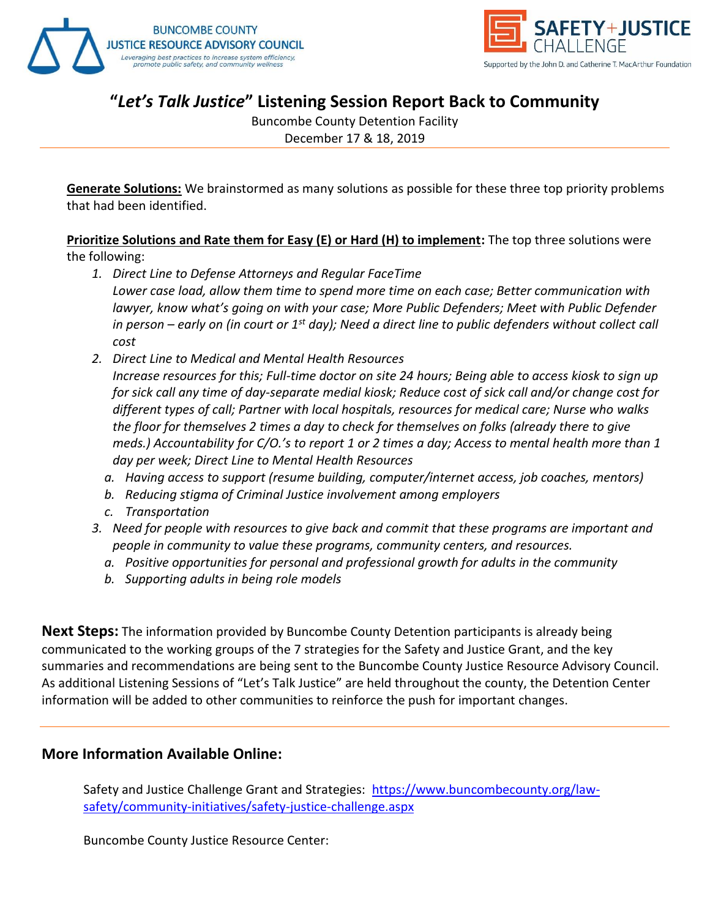# "*Let's Talk Justice*" Listening Session Report Back to Community

Buncombe County Detention Facility
December 17 & 18, 2019

---

**Generate Solutions:** We brainstormed as many solutions as possible for these three top priority problems that had been identified.

**Prioritize Solutions and Rate them for Easy (E) or Hard (H) to implement:** The top three solutions were the following:

1. *Direct Line to Defense Attorneys and Regular FaceTime*
   *Lower case load, allow them time to spend more time on each case; Better communication with lawyer, know what's going on with your case; More Public Defenders; Meet with Public Defender in person – early on (in court or 1st day); Need a direct line to public defenders without collect call cost*
2. *Direct Line to Medical and Mental Health Resources*
   *Increase resources for this; Full-time doctor on site 24 hours; Being able to access kiosk to sign up for sick call any time of day-separate medial kiosk; Reduce cost of sick call and/or change cost for different types of call; Partner with local hospitals, resources for medical care; Nurse who walks the floor for themselves 2 times a day to check for themselves on folks (already there to give meds.) Accountability for C/O.'s to report 1 or 2 times a day; Access to mental health more than 1 day per week; Direct Line to Mental Health Resources*
   a. *Having access to support (resume building, computer/internet access, job coaches, mentors)*
   b. *Reducing stigma of Criminal Justice involvement among employers*
   c. *Transportation*
3. *Need for people with resources to give back and commit that these programs are important and people in community to value these programs, community centers, and resources.*
   a. *Positive opportunities for personal and professional growth for adults in the community*
   b. *Supporting adults in being role models*

**Next Steps:** The information provided by Buncombe County Detention participants is already being communicated to the working groups of the 7 strategies for the Safety and Justice Grant, and the key summaries and recommendations are being sent to the Buncombe County Justice Resource Advisory Council. As additional Listening Sessions of "Let's Talk Justice" are held throughout the county, the Detention Center information will be added to other communities to reinforce the push for important changes.

---

## More Information Available Online:

Safety and Justice Challenge Grant and Strategies: [https://www.buncombecounty.org/law-safety/community-initiatives/safety-justice-challenge.aspx](https://www.buncombecounty.org/law-safety/community-initiatives/safety-justice-challenge.aspx)

Buncombe County Justice Resource Center: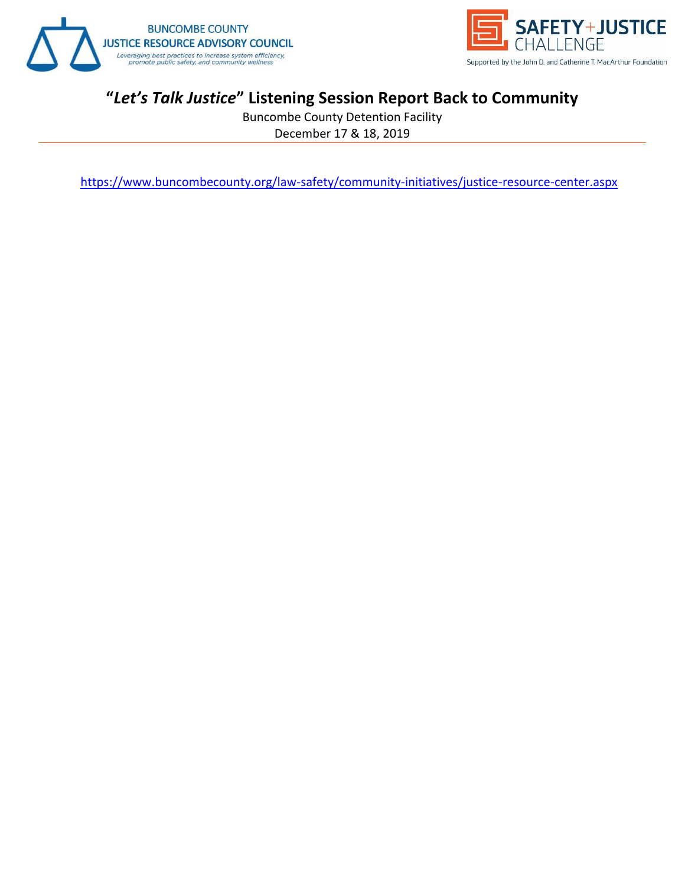BUNCOMBE COUNTY
JUSTICE RESOURCE ADVISORY COUNCIL
*Leveraging best practices to increase system efficiency, promote public safety, and community wellness*

SAFETY + JUSTICE CHALLENGE
Supported by the John D. and Catherine T. MacArthur Foundation

# "*Let's Talk Justice*" Listening Session Report Back to Community

Buncombe County Detention Facility
December 17 & 18, 2019

https://www.buncombecounty.org/law-safety/community-initiatives/justice-resource-center.aspx